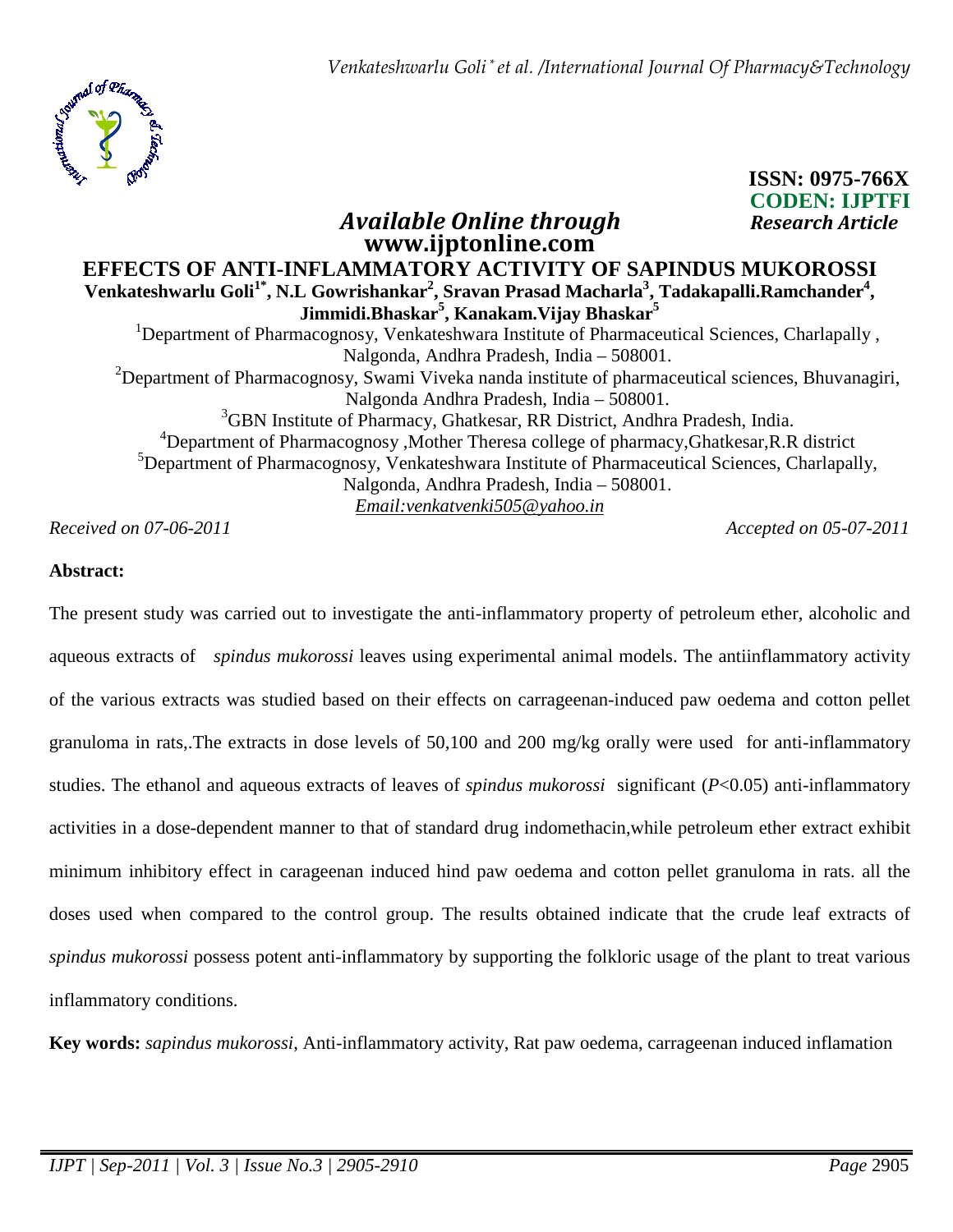ISSN: 0975-766X
CODEN: IJPTFI
*Available Online through* *Research Article*
**www.ijptonline.com**

# EFFECTS OF ANTI-INFLAMMATORY ACTIVITY OF SAPINDUS MUKOROSSI

**Venkateshwarlu Goli[1*], N.L Gowrishankar[2], Sravan Prasad Macharla[3], Tadakapalli.Ramchander[4], Jimmidi.Bhaskar[5], Kanakam.Vijay Bhaskar[5]**

[1]Department of Pharmacognosy, Venkateshwara Institute of Pharmaceutical Sciences, Charlapally , Nalgonda, Andhra Pradesh, India – 508001.
[2]Department of Pharmacognosy, Swami Viveka nanda institute of pharmaceutical sciences, Bhuvanagiri, Nalgonda Andhra Pradesh, India – 508001.
[3]GBN Institute of Pharmacy, Ghatkesar, RR District, Andhra Pradesh, India.
[4]Department of Pharmacognosy ,Mother Theresa college of pharmacy,Ghatkesar,R.R district
[5]Department of Pharmacognosy, Venkateshwara Institute of Pharmaceutical Sciences, Charlapally, Nalgonda, Andhra Pradesh, India – 508001.
*Email:venkatvenki505@yahoo.in*

*Received on 07-06-2011* *Accepted on 05-07-2011*

**Abstract:**

The present study was carried out to investigate the anti-inflammatory property of petroleum ether, alcoholic and aqueous extracts of *spindus mukorossi* leaves using experimental animal models. The antiinflammatory activity of the various extracts was studied based on their effects on carrageenan-induced paw oedema and cotton pellet granuloma in rats,.The extracts in dose levels of 50,100 and 200 mg/kg orally were used for anti-inflammatory studies. The ethanol and aqueous extracts of leaves of *spindus mukorossi* significant ($P$<0.05) anti-inflammatory activities in a dose-dependent manner to that of standard drug indomethacin,while petroleum ether extract exhibit minimum inhibitory effect in carageenan induced hind paw oedema and cotton pellet granuloma in rats. all the doses used when compared to the control group. The results obtained indicate that the crude leaf extracts of *spindus mukorossi* possess potent anti-inflammatory by supporting the folkloric usage of the plant to treat various inflammatory conditions.

**Key words:** *sapindus mukorossi*, Anti-inflammatory activity, Rat paw oedema, carrageenan induced inflamation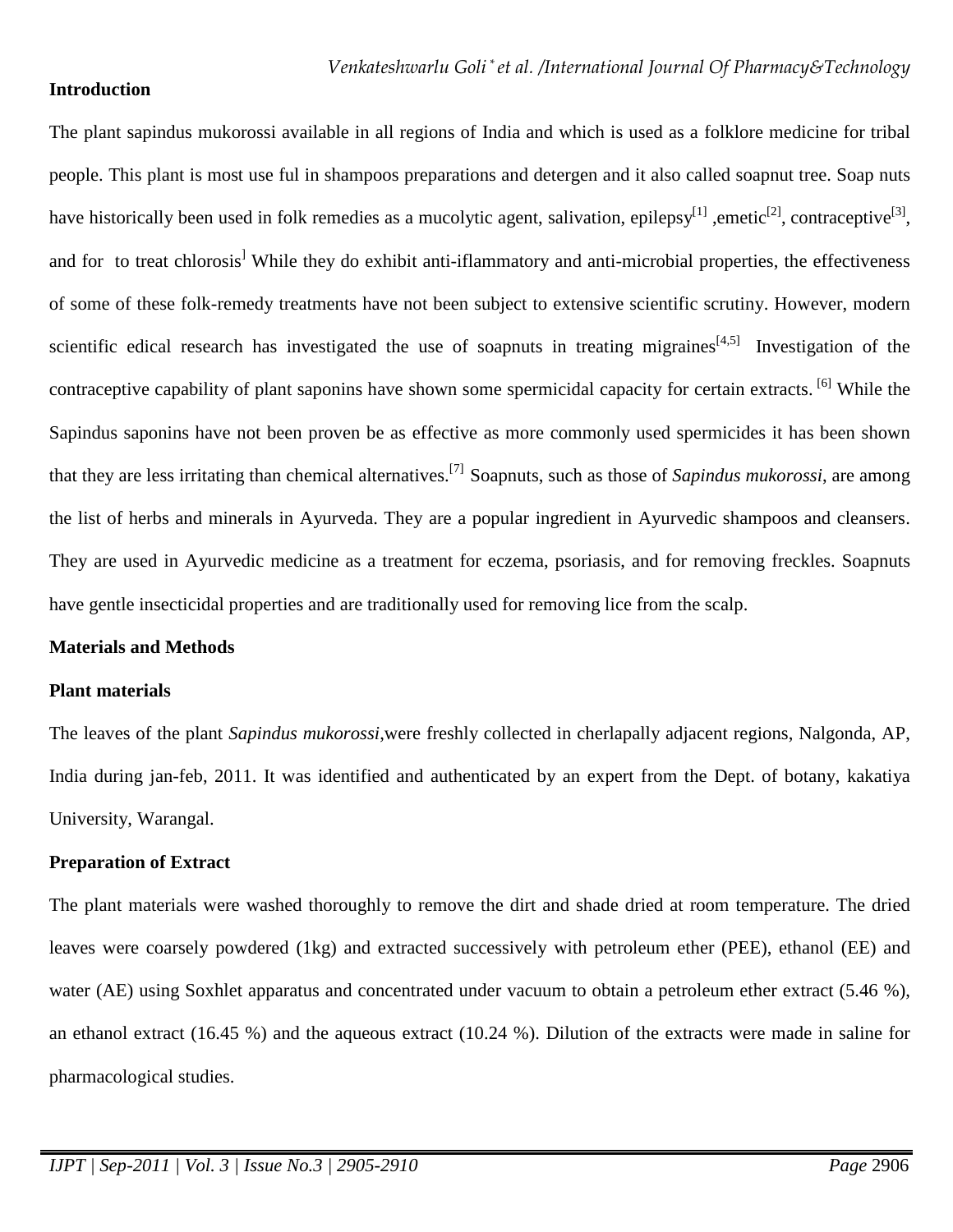## Introduction

The plant sapindus mukorossi available in all regions of India and which is used as a folklore medicine for tribal people. This plant is most use ful in shampoos preparations and detergen and it also called soapnut tree. Soap nuts have historically been used in folk remedies as a mucolytic agent, salivation, epilepsy[1] ,emetic[2], contraceptive[3], and for to treat chlorosis[] While they do exhibit anti-iflammatory and anti-microbial properties, the effectiveness of some of these folk-remedy treatments have not been subject to extensive scientific scrutiny. However, modern scientific edical research has investigated the use of soapnuts in treating migraines[4,5] Investigation of the contraceptive capability of plant saponins have shown some spermicidal capacity for certain extracts. [6] While the Sapindus saponins have not been proven be as effective as more commonly used spermicides it has been shown that they are less irritating than chemical alternatives.[7] Soapnuts, such as those of *Sapindus mukorossi*, are among the list of herbs and minerals in Ayurveda. They are a popular ingredient in Ayurvedic shampoos and cleansers. They are used in Ayurvedic medicine as a treatment for eczema, psoriasis, and for removing freckles. Soapnuts have gentle insecticidal properties and are traditionally used for removing lice from the scalp.

## Materials and Methods

### Plant materials

The leaves of the plant *Sapindus mukorossi*,were freshly collected in cherlapally adjacent regions, Nalgonda, AP, India during jan-feb, 2011. It was identified and authenticated by an expert from the Dept. of botany, kakatiya University, Warangal.

### Preparation of Extract

The plant materials were washed thoroughly to remove the dirt and shade dried at room temperature. The dried leaves were coarsely powdered (1kg) and extracted successively with petroleum ether (PEE), ethanol (EE) and water (AE) using Soxhlet apparatus and concentrated under vacuum to obtain a petroleum ether extract (5.46 %), an ethanol extract (16.45 %) and the aqueous extract (10.24 %). Dilution of the extracts were made in saline for pharmacological studies.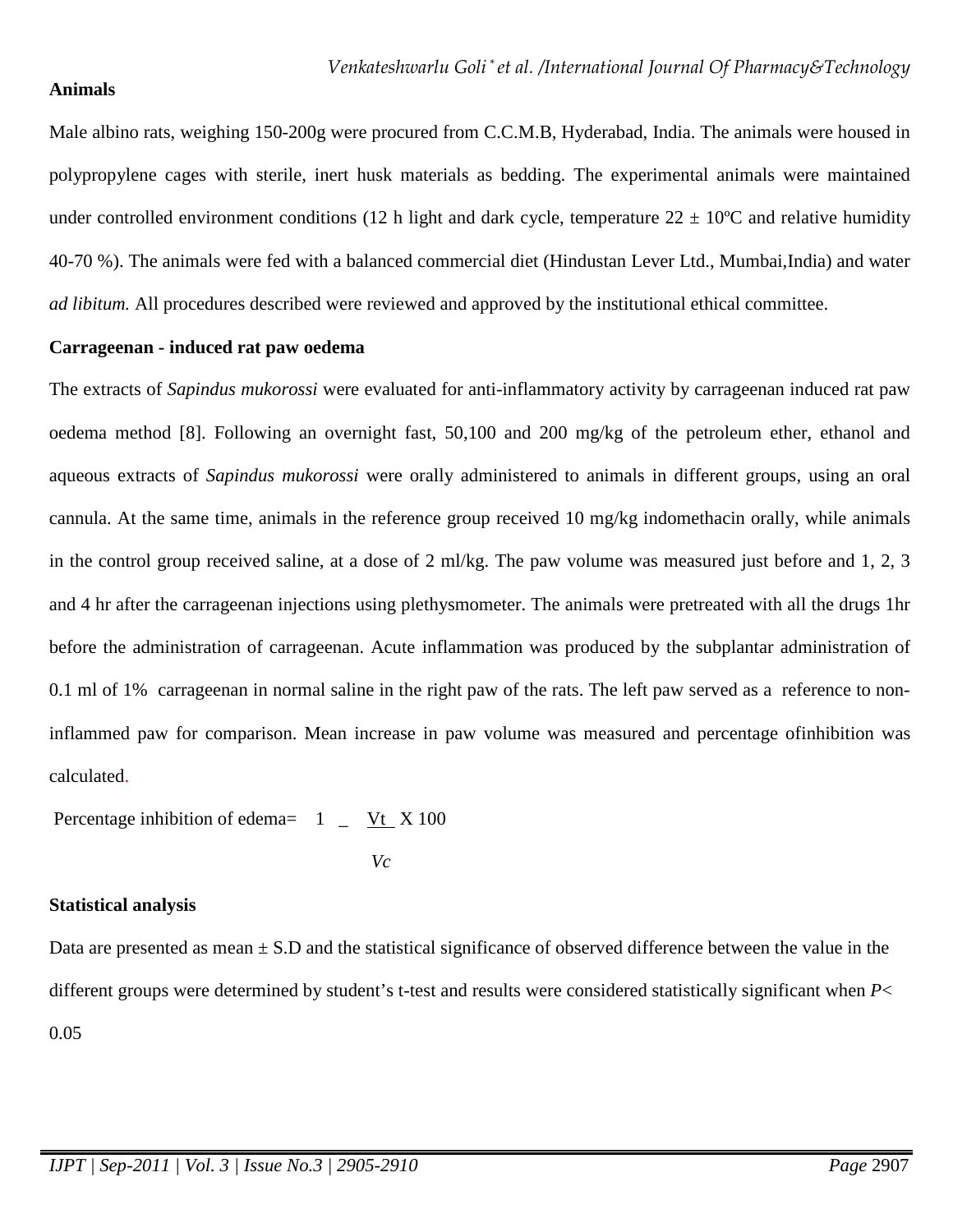**Animals**

Male albino rats, weighing 150-200g were procured from C.C.M.B, Hyderabad, India. The animals were housed in polypropylene cages with sterile, inert husk materials as bedding. The experimental animals were maintained under controlled environment conditions (12 h light and dark cycle, temperature 22 ± 10ºC and relative humidity 40-70 %). The animals were fed with a balanced commercial diet (Hindustan Lever Ltd., Mumbai,India) and water *ad libitum.* All procedures described were reviewed and approved by the institutional ethical committee.

**Carrageenan - induced rat paw oedema**

The extracts of *Sapindus mukorossi* were evaluated for anti-inflammatory activity by carrageenan induced rat paw oedema method [8]. Following an overnight fast, 50,100 and 200 mg/kg of the petroleum ether, ethanol and aqueous extracts of *Sapindus mukorossi* were orally administered to animals in different groups, using an oral cannula. At the same time, animals in the reference group received 10 mg/kg indomethacin orally, while animals in the control group received saline, at a dose of 2 ml/kg. The paw volume was measured just before and 1, 2, 3 and 4 hr after the carrageenan injections using plethysmometer. The animals were pretreated with all the drugs 1hr before the administration of carrageenan. Acute inflammation was produced by the subplantar administration of 0.1 ml of 1% carrageenan in normal saline in the right paw of the rats. The left paw served as a reference to non-inflammed paw for comparison. Mean increase in paw volume was measured and percentage ofinhibition was calculated.

$$\text{Percentage inhibition of edema} = 1 - \frac{V_t}{V_c} \times 100$$

**Statistical analysis**

Data are presented as mean ± S.D and the statistical significance of observed difference between the value in the different groups were determined by student's t-test and results were considered statistically significant when $P < 0.05$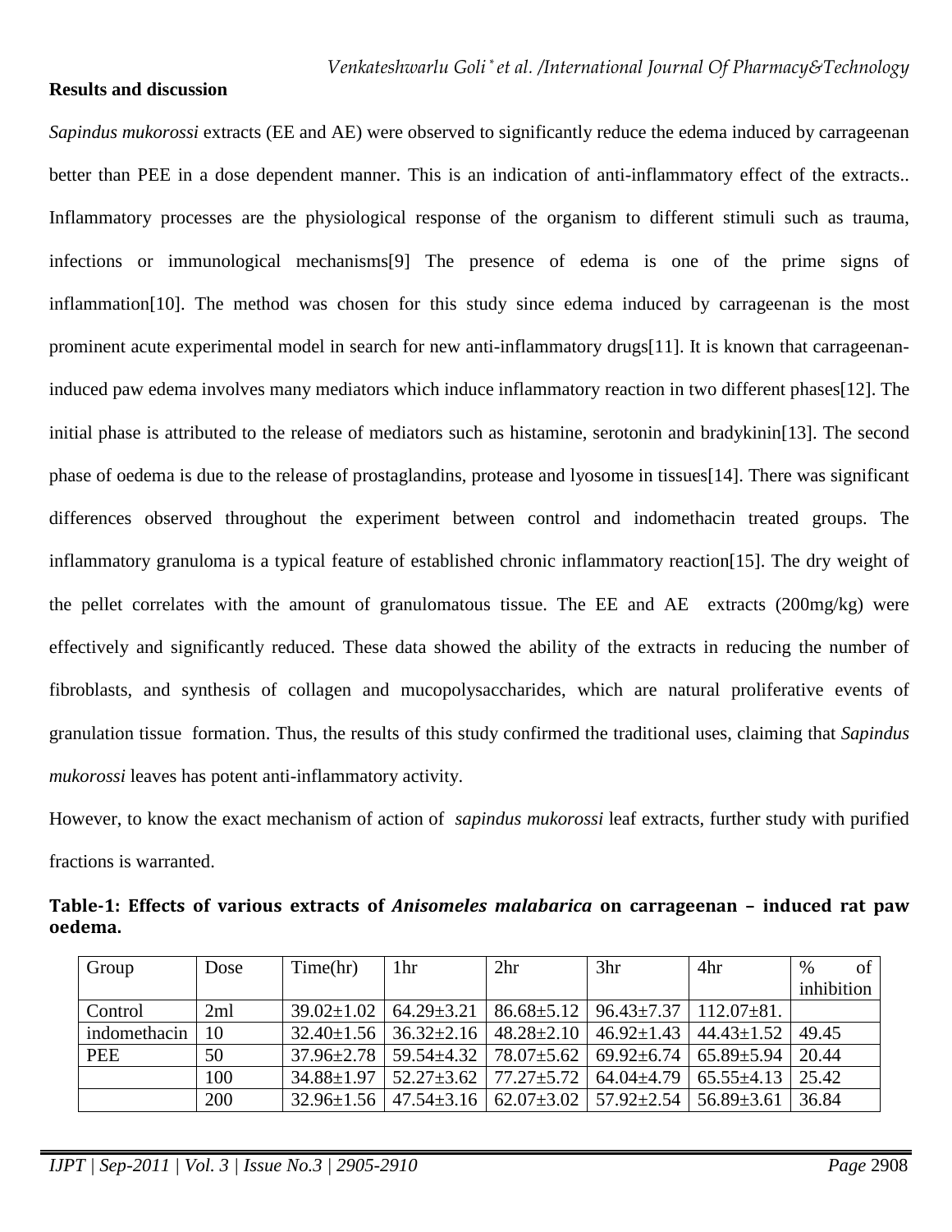**Results and discussion**

*Sapindus mukorossi* extracts (EE and AE) were observed to significantly reduce the edema induced by carrageenan better than PEE in a dose dependent manner. This is an indication of anti-inflammatory effect of the extracts.. Inflammatory processes are the physiological response of the organism to different stimuli such as trauma, infections or immunological mechanisms[9] The presence of edema is one of the prime signs of inflammation[10]. The method was chosen for this study since edema induced by carrageenan is the most prominent acute experimental model in search for new anti-inflammatory drugs[11]. It is known that carrageenan-induced paw edema involves many mediators which induce inflammatory reaction in two different phases[12]. The initial phase is attributed to the release of mediators such as histamine, serotonin and bradykinin[13]. The second phase of oedema is due to the release of prostaglandins, protease and lyosome in tissues[14]. There was significant differences observed throughout the experiment between control and indomethacin treated groups. The inflammatory granuloma is a typical feature of established chronic inflammatory reaction[15]. The dry weight of the pellet correlates with the amount of granulomatous tissue. The EE and AE extracts (200mg/kg) were effectively and significantly reduced. These data showed the ability of the extracts in reducing the number of fibroblasts, and synthesis of collagen and mucopolysaccharides, which are natural proliferative events of granulation tissue formation. Thus, the results of this study confirmed the traditional uses, claiming that *Sapindus mukorossi* leaves has potent anti-inflammatory activity.

However, to know the exact mechanism of action of *sapindus mukorossi* leaf extracts, further study with purified fractions is warranted.

**Table-1: Effects of various extracts of *Anisomeles malabarica* on carrageenan – induced rat paw oedema.**

| Group | Dose | Time(hr) | 1hr | 2hr | 3hr | 4hr | % of inhibition |
|---|---|---|---|---|---|---|---|
| Control | 2ml | 39.02±1.02 | 64.29±3.21 | 86.68±5.12 | 96.43±7.37 | 112.07±81. | |
| indomethacin | 10 | 32.40±1.56 | 36.32±2.16 | 48.28±2.10 | 46.92±1.43 | 44.43±1.52 | 49.45 |
| PEE | 50 | 37.96±2.78 | 59.54±4.32 | 78.07±5.62 | 69.92±6.74 | 65.89±5.94 | 20.44 |
| | 100 | 34.88±1.97 | 52.27±3.62 | 77.27±5.72 | 64.04±4.79 | 65.55±4.13 | 25.42 |
| | 200 | 32.96±1.56 | 47.54±3.16 | 62.07±3.02 | 57.92±2.54 | 56.89±3.61 | 36.84 |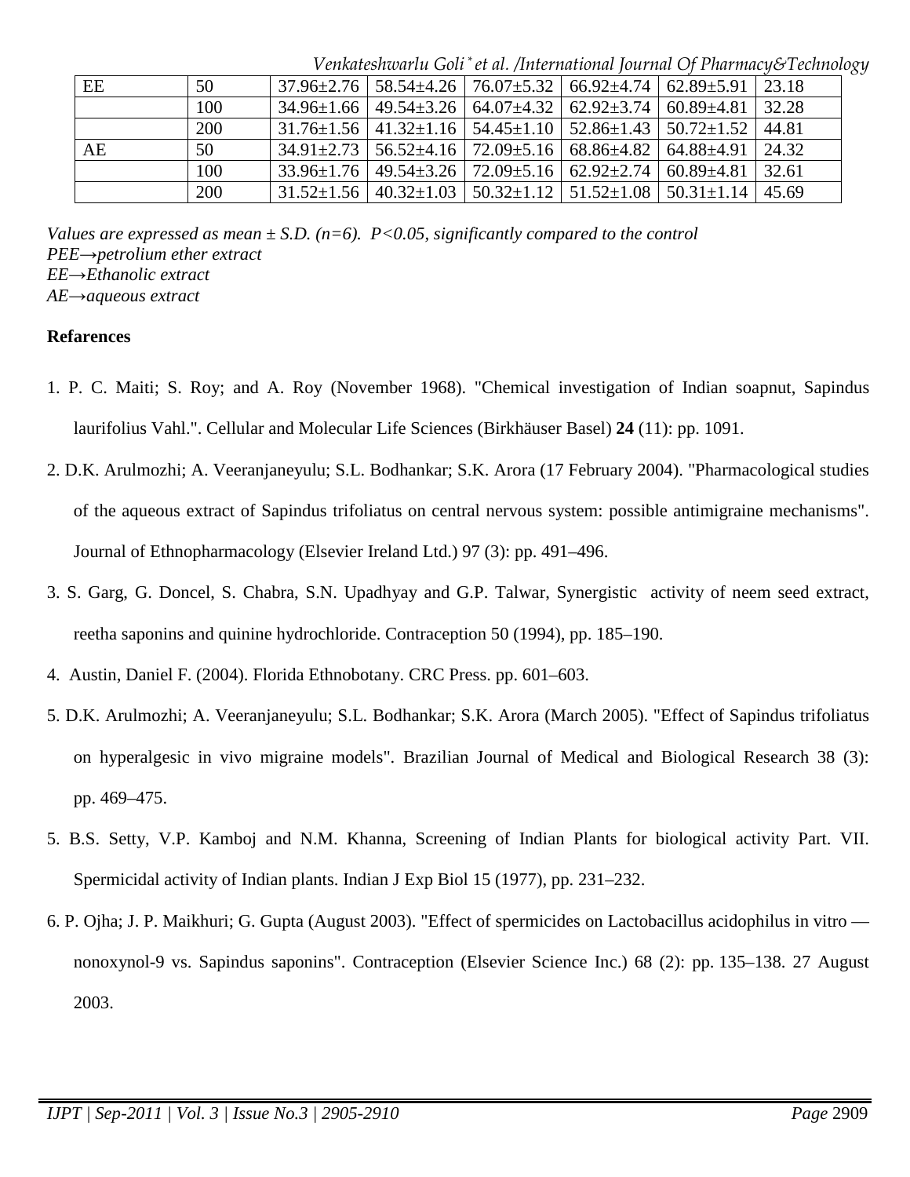| | | | | | | | |
|---|---|---|---|---|---|---|---|
| EE | 50 | 37.96±2.76 | 58.54±4.26 | 76.07±5.32 | 66.92±4.74 | 62.89±5.91 | 23.18 |
| | 100 | 34.96±1.66 | 49.54±3.26 | 64.07±4.32 | 62.92±3.74 | 60.89±4.81 | 32.28 |
| | 200 | 31.76±1.56 | 41.32±1.16 | 54.45±1.10 | 52.86±1.43 | 50.72±1.52 | 44.81 |
| AE | 50 | 34.91±2.73 | 56.52±4.16 | 72.09±5.16 | 68.86±4.82 | 64.88±4.91 | 24.32 |
| | 100 | 33.96±1.76 | 49.54±3.26 | 72.09±5.16 | 62.92±2.74 | 60.89±4.81 | 32.61 |
| | 200 | 31.52±1.56 | 40.32±1.03 | 50.32±1.12 | 51.52±1.08 | 50.31±1.14 | 45.69 |

*Values are expressed as mean ± S.D. (n=6). P<0.05, significantly compared to the control*
*PEE→petrolium ether extract*
*EE→Ethanolic extract*
*AE→aqueous extract*

**Refarences**

1. P. C. Maiti; S. Roy; and A. Roy (November 1968). "Chemical investigation of Indian soapnut, Sapindus laurifolius Vahl.". Cellular and Molecular Life Sciences (Birkhäuser Basel) **24** (11): pp. 1091.
2. D.K. Arulmozhi; A. Veeranjaneyulu; S.L. Bodhankar; S.K. Arora (17 February 2004). "Pharmacological studies of the aqueous extract of Sapindus trifoliatus on central nervous system: possible antimigraine mechanisms". Journal of Ethnopharmacology (Elsevier Ireland Ltd.) 97 (3): pp. 491–496.
3. S. Garg, G. Doncel, S. Chabra, S.N. Upadhyay and G.P. Talwar, Synergistic activity of neem seed extract, reetha saponins and quinine hydrochloride. Contraception 50 (1994), pp. 185–190.
4. Austin, Daniel F. (2004). Florida Ethnobotany. CRC Press. pp. 601–603.
5. D.K. Arulmozhi; A. Veeranjaneyulu; S.L. Bodhankar; S.K. Arora (March 2005). "Effect of Sapindus trifoliatus on hyperalgesic in vivo migraine models". Brazilian Journal of Medical and Biological Research 38 (3): pp. 469–475.
5. B.S. Setty, V.P. Kamboj and N.M. Khanna, Screening of Indian Plants for biological activity Part. VII. Spermicidal activity of Indian plants. Indian J Exp Biol 15 (1977), pp. 231–232.
6. P. Ojha; J. P. Maikhuri; G. Gupta (August 2003). "Effect of spermicides on Lactobacillus acidophilus in vitro — nonoxynol-9 vs. Sapindus saponins". Contraception (Elsevier Science Inc.) 68 (2): pp. 135–138. 27 August 2003.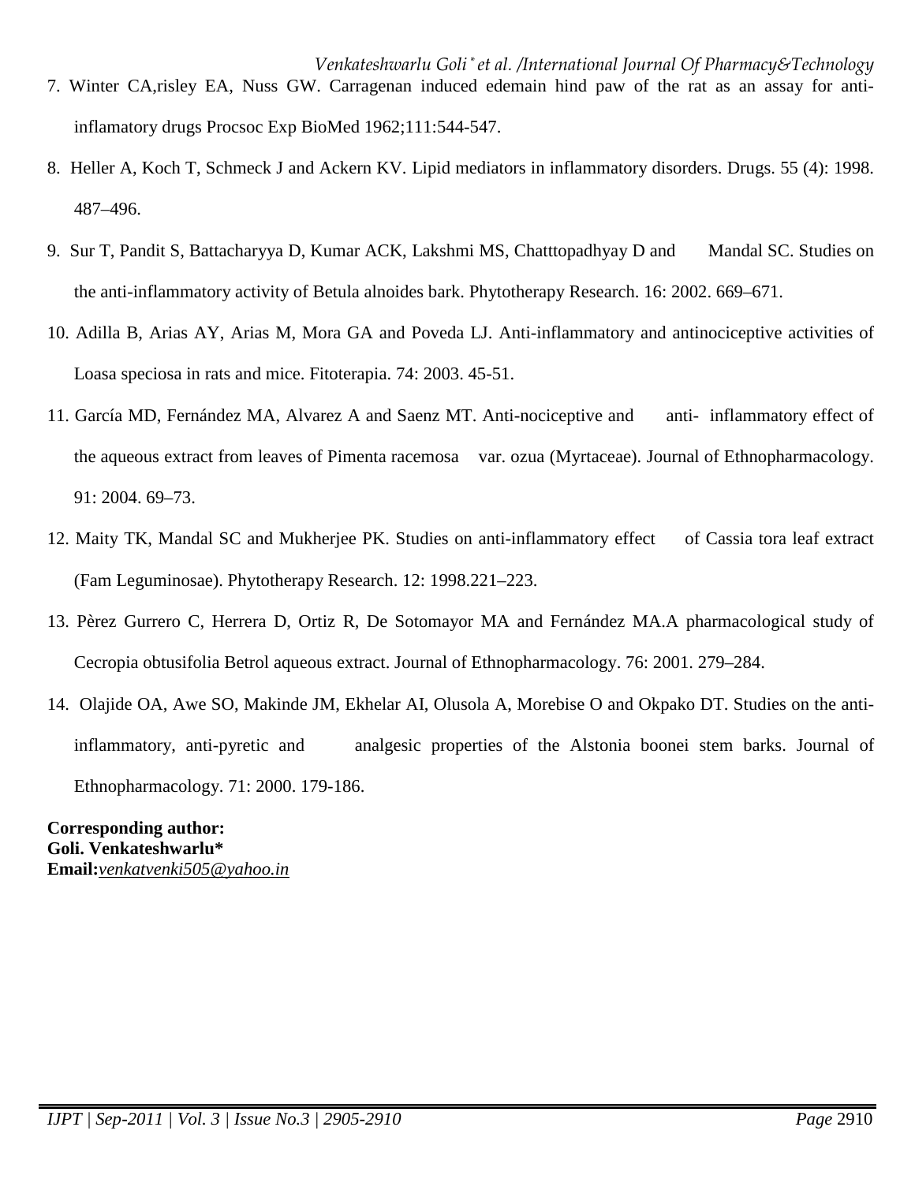7. Winter CA,risley EA, Nuss GW. Carragenan induced edemain hind paw of the rat as an assay for anti-inflamatory drugs Procsoc Exp BioMed 1962;111:544-547.

8. Heller A, Koch T, Schmeck J and Ackern KV. Lipid mediators in inflammatory disorders. Drugs. 55 (4): 1998. 487–496.

9. Sur T, Pandit S, Battacharyya D, Kumar ACK, Lakshmi MS, Chatttopadhyay D and Mandal SC. Studies on the anti-inflammatory activity of Betula alnoides bark. Phytotherapy Research. 16: 2002. 669–671.

10. Adilla B, Arias AY, Arias M, Mora GA and Poveda LJ. Anti-inflammatory and antinociceptive activities of Loasa speciosa in rats and mice. Fitoterapia. 74: 2003. 45-51.

11. García MD, Fernández MA, Alvarez A and Saenz MT. Anti-nociceptive and anti- inflammatory effect of the aqueous extract from leaves of Pimenta racemosa var. ozua (Myrtaceae). Journal of Ethnopharmacology. 91: 2004. 69–73.

12. Maity TK, Mandal SC and Mukherjee PK. Studies on anti-inflammatory effect of Cassia tora leaf extract (Fam Leguminosae). Phytotherapy Research. 12: 1998.221–223.

13. Pèrez Gurrero C, Herrera D, Ortiz R, De Sotomayor MA and Fernández MA.A pharmacological study of Cecropia obtusifolia Betrol aqueous extract. Journal of Ethnopharmacology. 76: 2001. 279–284.

14. Olajide OA, Awe SO, Makinde JM, Ekhelar AI, Olusola A, Morebise O and Okpako DT. Studies on the anti-inflammatory, anti-pyretic and analgesic properties of the Alstonia boonei stem barks. Journal of Ethnopharmacology. 71: 2000. 179-186.

**Corresponding author:**
**Goli. Venkateshwarlu***
**Email:***venkatvenki505@yahoo.in*